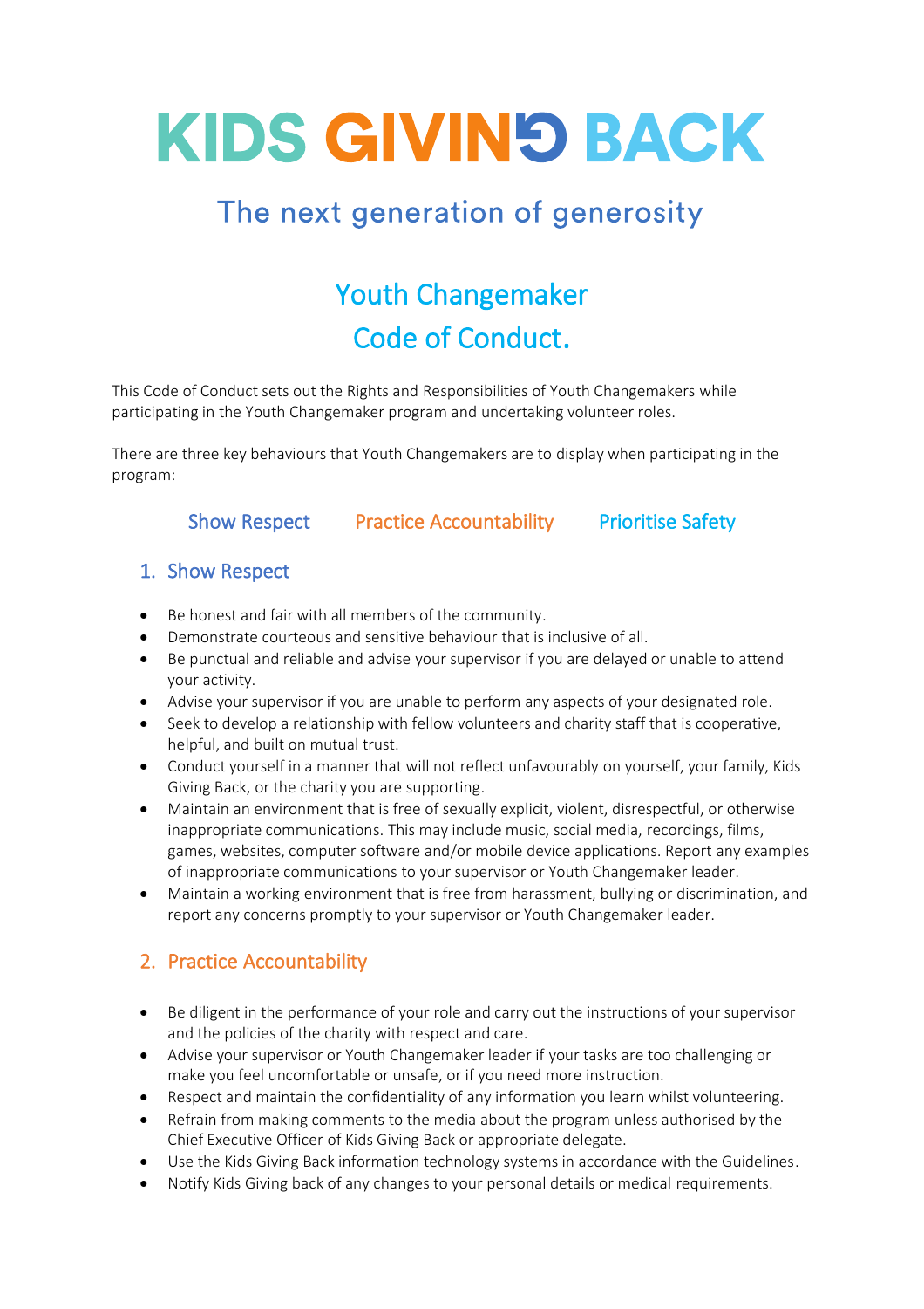# KIDS GIVING BACK

The next generation of generosity

## Youth Changemaker Code of Conduct.

This Code of Conduct sets out the Rights and Responsibilities of Youth Changemakers while participating in the Youth Changemaker program and undertaking volunteer roles.

There are three key behaviours that Youth Changemakers are to display when participating in the program:

Show Respect    Practice Accountability    Prioritise Safety

### 1. Show Respect

- Be honest and fair with all members of the community.
- Demonstrate courteous and sensitive behaviour that is inclusive of all.
- Be punctual and reliable and advise your supervisor if you are delayed or unable to attend your activity.
- Advise your supervisor if you are unable to perform any aspects of your designated role.
- Seek to develop a relationship with fellow volunteers and charity staff that is cooperative, helpful, and built on mutual trust.
- Conduct yourself in a manner that will not reflect unfavourably on yourself, your family, Kids Giving Back, or the charity you are supporting.
- Maintain an environment that is free of sexually explicit, violent, disrespectful, or otherwise inappropriate communications. This may include music, social media, recordings, films, games, websites, computer software and/or mobile device applications. Report any examples of inappropriate communications to your supervisor or Youth Changemaker leader.
- Maintain a working environment that is free from harassment, bullying or discrimination, and report any concerns promptly to your supervisor or Youth Changemaker leader.

### 2. Practice Accountability

- Be diligent in the performance of your role and carry out the instructions of your supervisor and the policies of the charity with respect and care.
- Advise your supervisor or Youth Changemaker leader if your tasks are too challenging or make you feel uncomfortable or unsafe, or if you need more instruction.
- Respect and maintain the confidentiality of any information you learn whilst volunteering.
- Refrain from making comments to the media about the program unless authorised by the Chief Executive Officer of Kids Giving Back or appropriate delegate.
- Use the Kids Giving Back information technology systems in accordance with the Guidelines.
- Notify Kids Giving back of any changes to your personal details or medical requirements.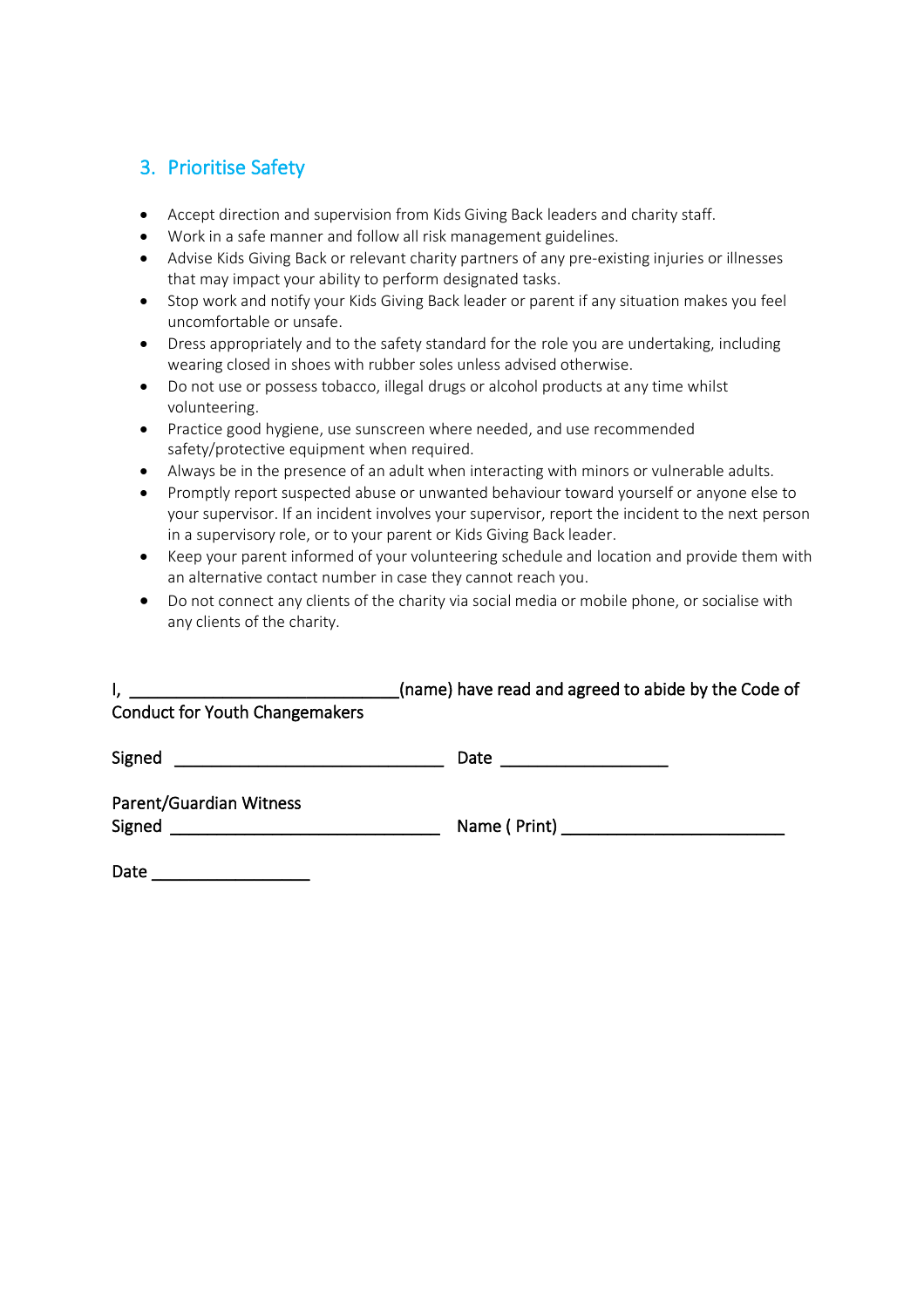## 3. Prioritise Safety

- Accept direction and supervision from Kids Giving Back leaders and charity staff.
- Work in a safe manner and follow all risk management guidelines.
- Advise Kids Giving Back or relevant charity partners of any pre-existing injuries or illnesses that may impact your ability to perform designated tasks.
- Stop work and notify your Kids Giving Back leader or parent if any situation makes you feel uncomfortable or unsafe.
- Dress appropriately and to the safety standard for the role you are undertaking, including wearing closed in shoes with rubber soles unless advised otherwise.
- Do not use or possess tobacco, illegal drugs or alcohol products at any time whilst volunteering.
- Practice good hygiene, use sunscreen where needed, and use recommended safety/protective equipment when required.
- Always be in the presence of an adult when interacting with minors or vulnerable adults.
- Promptly report suspected abuse or unwanted behaviour toward yourself or anyone else to your supervisor. If an incident involves your supervisor, report the incident to the next person in a supervisory role, or to your parent or Kids Giving Back leader.
- Keep your parent informed of your volunteering schedule and location and provide them with an alternative contact number in case they cannot reach you.
- Do not connect any clients of the charity via social media or mobile phone, or socialise with any clients of the charity.

I, ______________________________(name) have read and agreed to abide by the Code of Conduct for Youth Changemakers

Signed ______________________________ Date __________________

Parent/Guardian Witness
Signed ______________________________ Name ( Print) ________________________

Date _________________